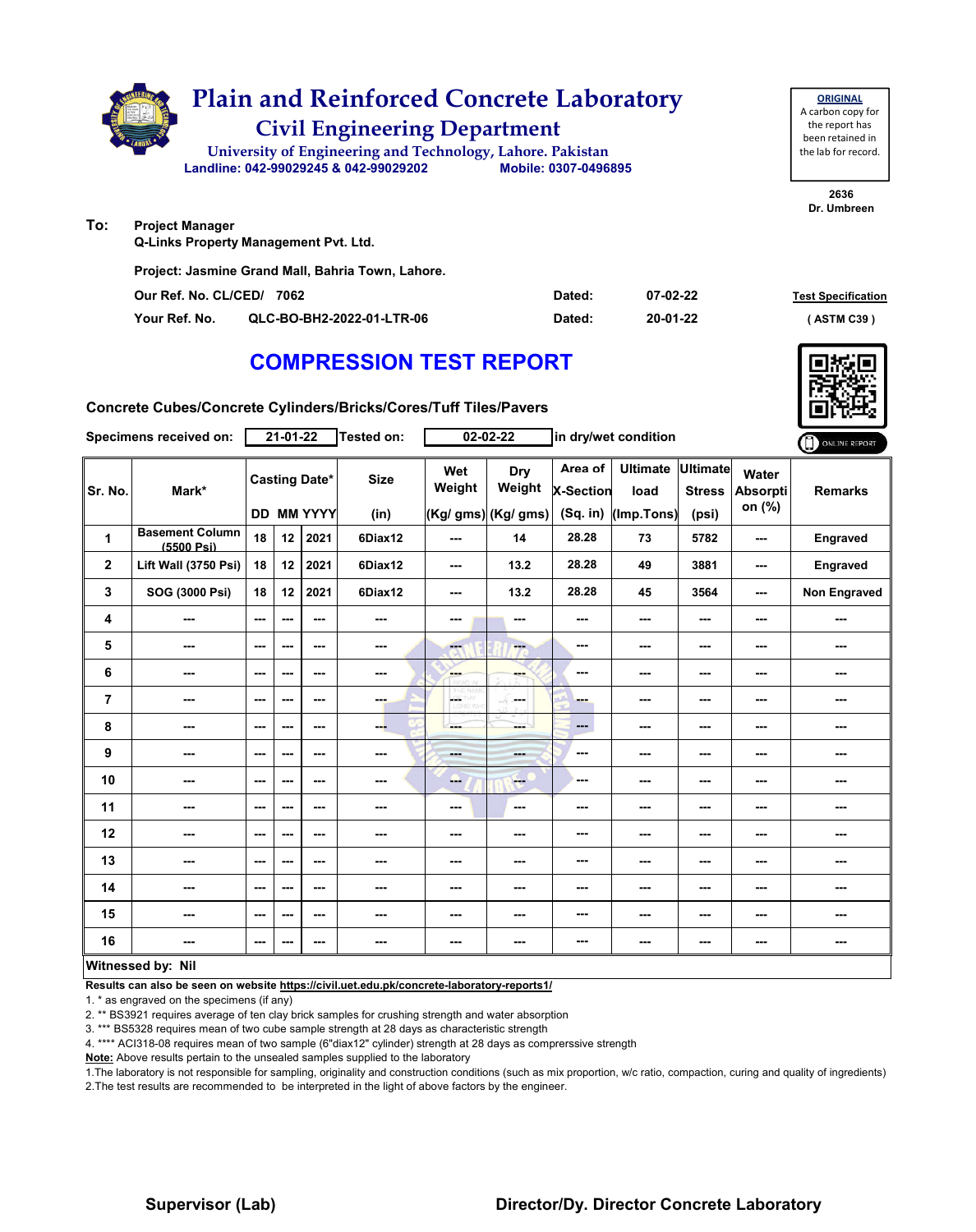# Plain and Reinforced Concrete Laboratory

## Civil Engineering Department

University of Engineering and Technology, Lahore. Pakistan

Landline: 042-99029245 & 042-99029202 Mobile: 0307-0496895

**ORIGINAL**
A carbon copy for the report has been retained in the lab for record.

2636
Dr. Umbreen

**To:** Project Manager
Q-Links Property Management Pvt. Ltd.

Project: Jasmine Grand Mall, Bahria Town, Lahore.

Our Ref. No. CL/CED/ 7062 Dated: 07-02-22

Your Ref. No. QLC-BO-BH2-2022-01-LTR-06 Dated: 20-01-22

**Test Specification** ( ASTM C39 )

# COMPRESSION TEST REPORT

**Concrete Cubes/Concrete Cylinders/Bricks/Cores/Tuff Tiles/Pavers**

Specimens received on: 21-01-22 Tested on: 02-02-22 in dry/wet condition

| Sr. No. | Mark* | Casting Date* | | | Size | Wet Weight | Dry Weight | Area of X-Section | Ultimate load | Ultimate Stress | Water Absorption (%) | Remarks |
|---|---|---|---|---|---|---|---|---|---|---|---|---|
| | | DD | MM | YYYY | (in) | (Kg/ gms) | (Kg/ gms) | (Sq. in) | (Imp.Tons) | (psi) | | |
| 1 | Basement Column (5500 Psi) | 18 | 12 | 2021 | 6Diax12 | --- | 14 | 28.28 | 73 | 5782 | --- | Engraved |
| 2 | Lift Wall (3750 Psi) | 18 | 12 | 2021 | 6Diax12 | --- | 13.2 | 28.28 | 49 | 3881 | --- | Engraved |
| 3 | SOG (3000 Psi) | 18 | 12 | 2021 | 6Diax12 | --- | 13.2 | 28.28 | 45 | 3564 | --- | Non Engraved |
| 4 | --- | --- | --- | --- | --- | --- | --- | --- | --- | --- | --- | --- |
| 5 | --- | --- | --- | --- | --- | --- | --- | --- | --- | --- | --- | --- |
| 6 | --- | --- | --- | --- | --- | --- | --- | --- | --- | --- | --- | --- |
| 7 | --- | --- | --- | --- | --- | --- | --- | --- | --- | --- | --- | --- |
| 8 | --- | --- | --- | --- | --- | --- | --- | --- | --- | --- | --- | --- |
| 9 | --- | --- | --- | --- | --- | --- | --- | --- | --- | --- | --- | --- |
| 10 | --- | --- | --- | --- | --- | --- | --- | --- | --- | --- | --- | --- |
| 11 | --- | --- | --- | --- | --- | --- | --- | --- | --- | --- | --- | --- |
| 12 | --- | --- | --- | --- | --- | --- | --- | --- | --- | --- | --- | --- |
| 13 | --- | --- | --- | --- | --- | --- | --- | --- | --- | --- | --- | --- |
| 14 | --- | --- | --- | --- | --- | --- | --- | --- | --- | --- | --- | --- |
| 15 | --- | --- | --- | --- | --- | --- | --- | --- | --- | --- | --- | --- |
| 16 | --- | --- | --- | --- | --- | --- | --- | --- | --- | --- | --- | --- |

**Witnessed by: Nil**

**Results can also be seen on website https://civil.uet.edu.pk/concrete-laboratory-reports1/**

1. * as engraved on the specimens (if any)
2. ** BS3921 requires average of ten clay brick samples for crushing strength and water absorption
3. *** BS5328 requires mean of two cube sample strength at 28 days as characteristic strength
4. **** ACI318-08 requires mean of two sample (6"diax12" cylinder) strength at 28 days as comprerssive strength

**Note:** Above results pertain to the unsealed samples supplied to the laboratory

1.The laboratory is not responsible for sampling, originality and construction conditions (such as mix proportion, w/c ratio, compaction, curing and quality of ingredients)
2.The test results are recommended to be interpreted in the light of above factors by the engineer.

**Supervisor (Lab)** **Director/Dy. Director Concrete Laboratory**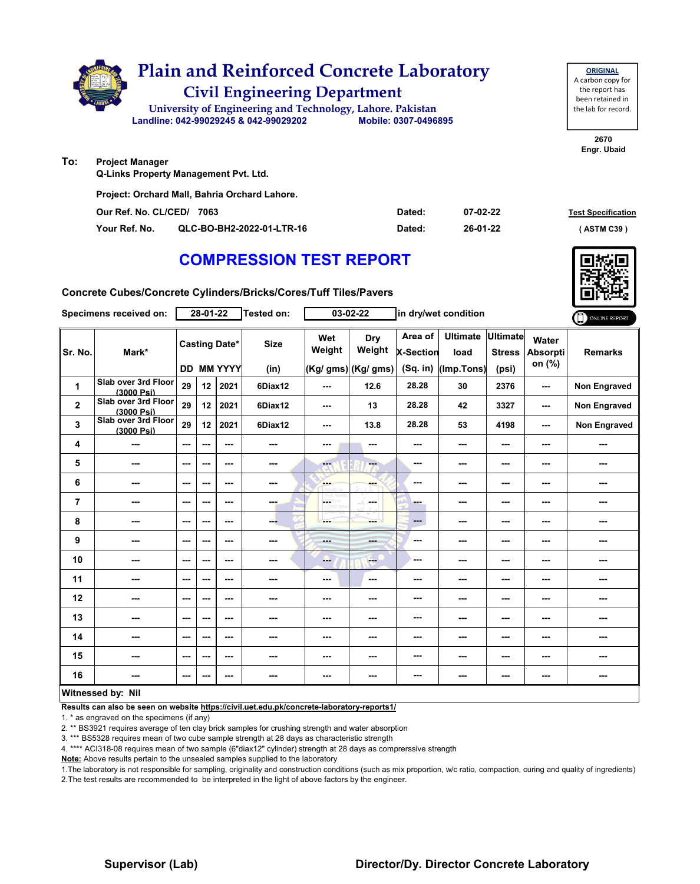# Plain and Reinforced Concrete Laboratory

## Civil Engineering Department

University of Engineering and Technology, Lahore. Pakistan

Landline: 042-99029245 & 042-99029202    Mobile: 0307-0496895

**ORIGINAL**
A carbon copy for the report has been retained in the lab for record.

2670
Engr. Ubaid

**To:** Project Manager
Q-Links Property Management Pvt. Ltd.

Project: Orchard Mall, Bahria Orchard Lahore.

Our Ref. No. CL/CED/ 7063    Dated: 07-02-22

Your Ref. No. QLC-BO-BH2-2022-01-LTR-16    Dated: 26-01-22

Test Specification
( ASTM C39 )

# COMPRESSION TEST REPORT

Concrete Cubes/Concrete Cylinders/Bricks/Cores/Tuff Tiles/Pavers

Specimens received on: 28-01-22  Tested on: 03-02-22  in dry/wet condition

ONLINE REPORT

| Sr. No. | Mark* | Casting Date* | | | Size | Wet Weight | Dry Weight | Area of X-Section | Ultimate load | Ultimate Stress | Water Absorption (%) | Remarks |
|---|---|---|---|---|---|---|---|---|---|---|---|---|
| | | DD | MM | YYYY | (in) | (Kg/ gms) | (Kg/ gms) | (Sq. in) | (Imp.Tons) | (psi) | | |
| 1 | Slab over 3rd Floor (3000 Psi) | 29 | 12 | 2021 | 6Diax12 | --- | 12.6 | 28.28 | 30 | 2376 | --- | Non Engraved |
| 2 | Slab over 3rd Floor (3000 Psi) | 29 | 12 | 2021 | 6Diax12 | --- | 13 | 28.28 | 42 | 3327 | --- | Non Engraved |
| 3 | Slab over 3rd Floor (3000 Psi) | 29 | 12 | 2021 | 6Diax12 | --- | 13.8 | 28.28 | 53 | 4198 | --- | Non Engraved |
| 4 | --- | --- | --- | --- | --- | --- | --- | --- | --- | --- | --- | --- |
| 5 | --- | --- | --- | --- | --- | --- | --- | --- | --- | --- | --- | --- |
| 6 | --- | --- | --- | --- | --- | --- | --- | --- | --- | --- | --- | --- |
| 7 | --- | --- | --- | --- | --- | --- | --- | --- | --- | --- | --- | --- |
| 8 | --- | --- | --- | --- | --- | --- | --- | --- | --- | --- | --- | --- |
| 9 | --- | --- | --- | --- | --- | --- | --- | --- | --- | --- | --- | --- |
| 10 | --- | --- | --- | --- | --- | --- | --- | --- | --- | --- | --- | --- |
| 11 | --- | --- | --- | --- | --- | --- | --- | --- | --- | --- | --- | --- |
| 12 | --- | --- | --- | --- | --- | --- | --- | --- | --- | --- | --- | --- |
| 13 | --- | --- | --- | --- | --- | --- | --- | --- | --- | --- | --- | --- |
| 14 | --- | --- | --- | --- | --- | --- | --- | --- | --- | --- | --- | --- |
| 15 | --- | --- | --- | --- | --- | --- | --- | --- | --- | --- | --- | --- |
| 16 | --- | --- | --- | --- | --- | --- | --- | --- | --- | --- | --- | --- |

**Witnessed by: Nil**

**Results can also be seen on website https://civil.uet.edu.pk/concrete-laboratory-reports1/**

1. * as engraved on the specimens (if any)
2. ** BS3921 requires average of ten clay brick samples for crushing strength and water absorption
3. *** BS5328 requires mean of two cube sample strength at 28 days as characteristic strength
4. **** ACI318-08 requires mean of two sample (6"diax12" cylinder) strength at 28 days as comprerssive strength

**Note:** Above results pertain to the unsealed samples supplied to the laboratory

1.The laboratory is not responsible for sampling, originality and construction conditions (such as mix proportion, w/c ratio, compaction, curing and quality of ingredients)
2.The test results are recommended to be interpreted in the light of above factors by the engineer.

**Supervisor (Lab)**    **Director/Dy. Director Concrete Laboratory**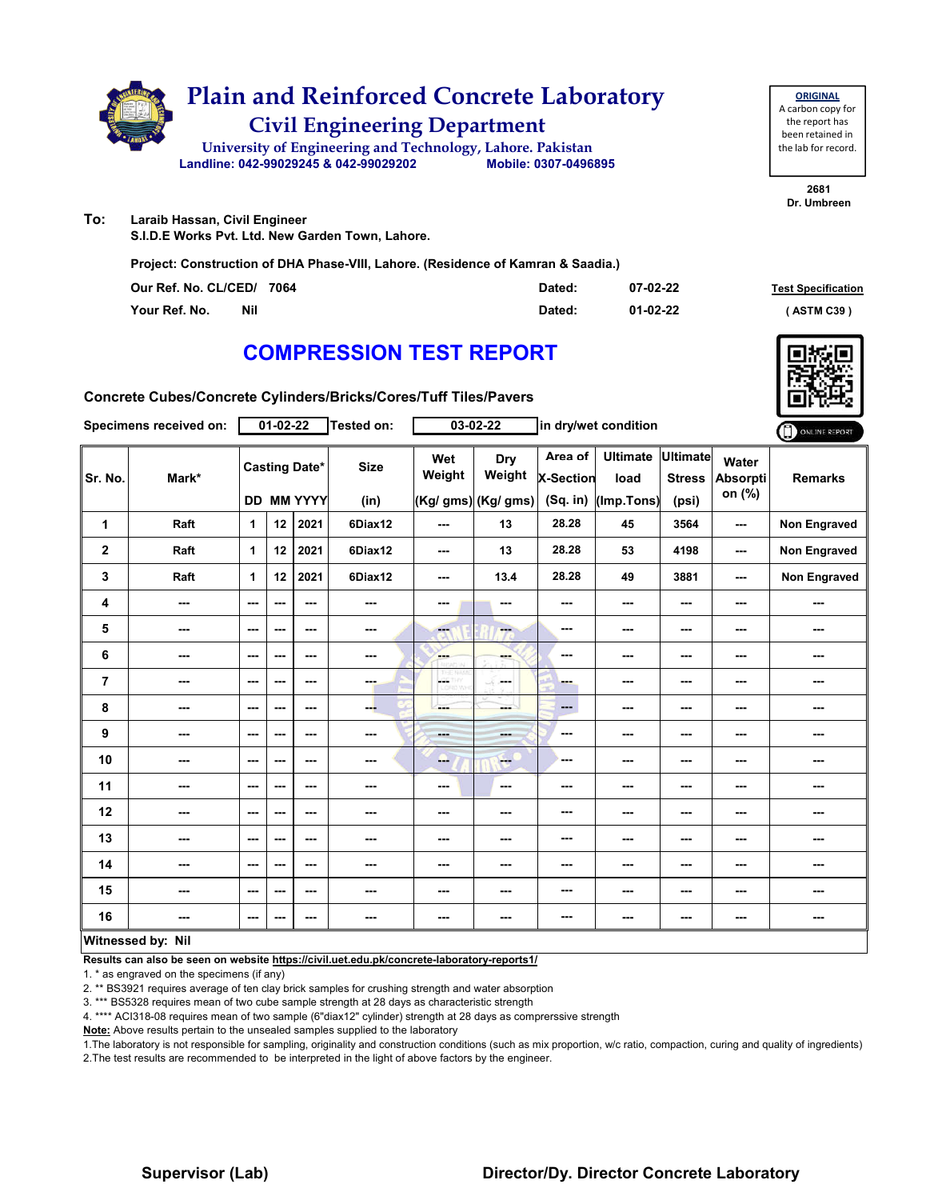# Plain and Reinforced Concrete Laboratory

## Civil Engineering Department

University of Engineering and Technology, Lahore. Pakistan

Landline: 042-99029245 & 042-99029202     Mobile: 0307-0496895

**ORIGINAL**
A carbon copy for the report has been retained in the lab for record.

2681
Dr. Umbreen

**To:** Laraib Hassan, Civil Engineer
S.I.D.E Works Pvt. Ltd. New Garden Town, Lahore.

Project: Construction of DHA Phase-VIII, Lahore. (Residence of Kamran & Saadia.)

Our Ref. No. CL/CED/ 7064     Dated: 07-02-22     **Test Specification**

Your Ref. No. Nil     Dated: 01-02-22     ( ASTM C39 )

# COMPRESSION TEST REPORT

**Concrete Cubes/Concrete Cylinders/Bricks/Cores/Tuff Tiles/Pavers**

Specimens received on: 01-02-22   Tested on: 03-02-22   in dry/wet condition

| Sr. No. | Mark* | Casting Date* | | | Size | Wet Weight | Dry Weight | Area of X-Section | Ultimate load | Ultimate Stress | Water Absorption (%) | Remarks |
|---|---|---|---|---|---|---|---|---|---|---|---|---|
| | | DD | MM | YYYY | (in) | (Kg/ gms) | (Kg/ gms) | (Sq. in) | (Imp.Tons) | (psi) | | |
| 1 | Raft | 1 | 12 | 2021 | 6Diax12 | --- | 13 | 28.28 | 45 | 3564 | --- | Non Engraved |
| 2 | Raft | 1 | 12 | 2021 | 6Diax12 | --- | 13 | 28.28 | 53 | 4198 | --- | Non Engraved |
| 3 | Raft | 1 | 12 | 2021 | 6Diax12 | --- | 13.4 | 28.28 | 49 | 3881 | --- | Non Engraved |
| 4 | --- | --- | --- | --- | --- | --- | --- | --- | --- | --- | --- | --- |
| 5 | --- | --- | --- | --- | --- | --- | --- | --- | --- | --- | --- | --- |
| 6 | --- | --- | --- | --- | --- | --- | --- | --- | --- | --- | --- | --- |
| 7 | --- | --- | --- | --- | --- | --- | --- | --- | --- | --- | --- | --- |
| 8 | --- | --- | --- | --- | --- | --- | --- | --- | --- | --- | --- | --- |
| 9 | --- | --- | --- | --- | --- | --- | --- | --- | --- | --- | --- | --- |
| 10 | --- | --- | --- | --- | --- | --- | --- | --- | --- | --- | --- | --- |
| 11 | --- | --- | --- | --- | --- | --- | --- | --- | --- | --- | --- | --- |
| 12 | --- | --- | --- | --- | --- | --- | --- | --- | --- | --- | --- | --- |
| 13 | --- | --- | --- | --- | --- | --- | --- | --- | --- | --- | --- | --- |
| 14 | --- | --- | --- | --- | --- | --- | --- | --- | --- | --- | --- | --- |
| 15 | --- | --- | --- | --- | --- | --- | --- | --- | --- | --- | --- | --- |
| 16 | --- | --- | --- | --- | --- | --- | --- | --- | --- | --- | --- | --- |

**Witnessed by: Nil**

**Results can also be seen on website https://civil.uet.edu.pk/concrete-laboratory-reports1/**

1. * as engraved on the specimens (if any)
2. ** BS3921 requires average of ten clay brick samples for crushing strength and water absorption
3. *** BS5328 requires mean of two cube sample strength at 28 days as characteristic strength
4. **** ACI318-08 requires mean of two sample (6"diax12" cylinder) strength at 28 days as comprerssive strength

**Note:** Above results pertain to the unsealed samples supplied to the laboratory

1.The laboratory is not responsible for sampling, originality and construction conditions (such as mix proportion, w/c ratio, compaction, curing and quality of ingredients)
2.The test results are recommended to be interpreted in the light of above factors by the engineer.

**Supervisor (Lab)**     **Director/Dy. Director Concrete Laboratory**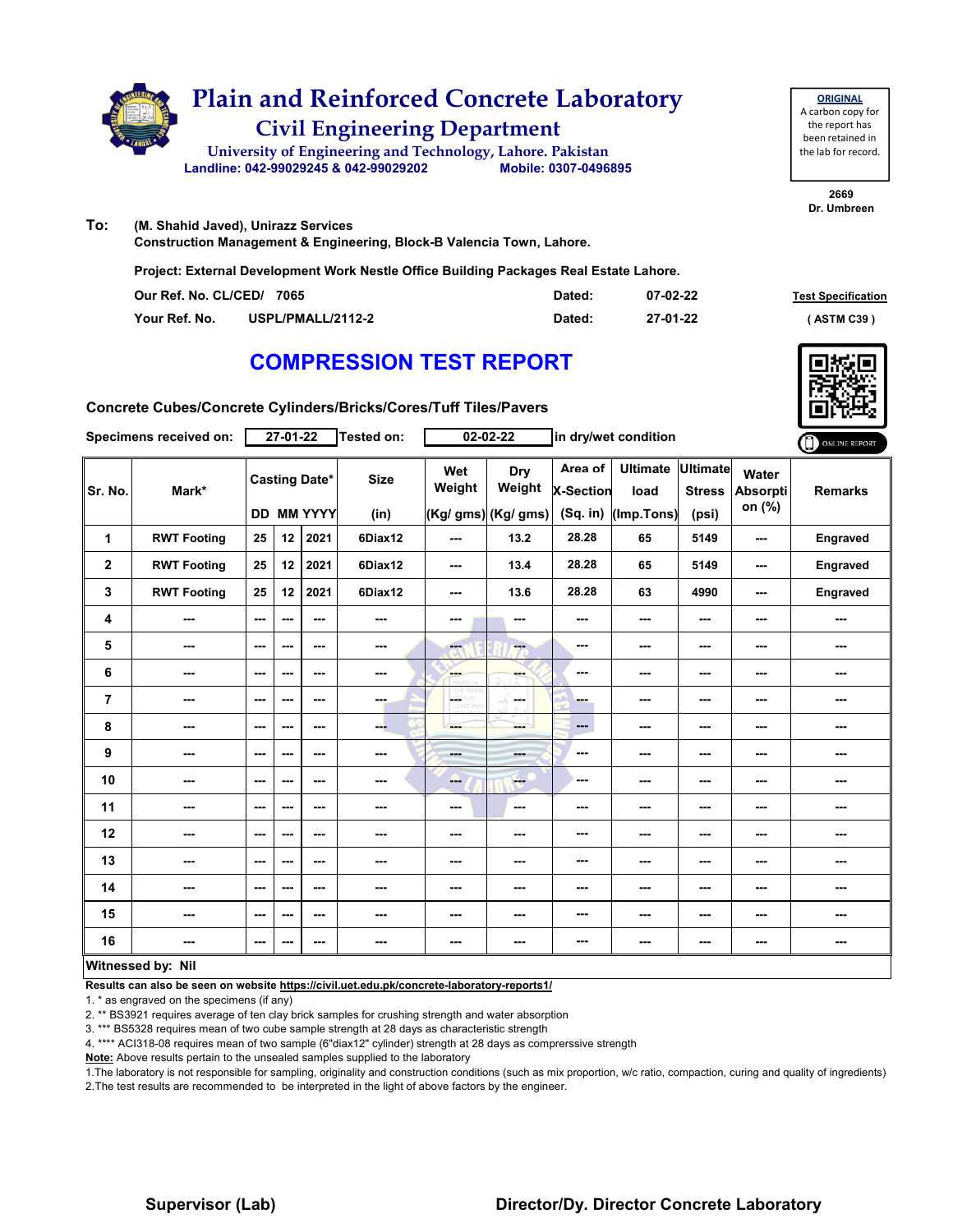# Plain and Reinforced Concrete Laboratory

## Civil Engineering Department

University of Engineering and Technology, Lahore. Pakistan

Landline: 042-99029245 & 042-99029202 Mobile: 0307-0496895

**ORIGINAL**
A carbon copy for the report has been retained in the lab for record.

2669
Dr. Umbreen

**To:** (M. Shahid Javed), Unirazz Services
Construction Management & Engineering, Block-B Valencia Town, Lahore.

**Project:** External Development Work Nestle Office Building Packages Real Estate Lahore.

Our Ref. No. CL/CED/ 7065 Dated: 07-02-22

Your Ref. No. USPL/PMALL/2112-2 Dated: 27-01-22

Test Specification ( ASTM C39 )

## COMPRESSION TEST REPORT

**Concrete Cubes/Concrete Cylinders/Bricks/Cores/Tuff Tiles/Pavers**

Specimens received on: 27-01-22 Tested on: 02-02-22 in dry/wet condition

| Sr. No. | Mark* | Casting Date* DD | MM | YYYY | Size (in) | Wet Weight (Kg/ gms) | Dry Weight (Kg/ gms) | Area of X-Section (Sq. in) | Ultimate load (Imp.Tons) | Ultimate Stress (psi) | Water Absorption (%) | Remarks |
|---|---|---|---|---|---|---|---|---|---|---|---|---|
| 1 | RWT Footing | 25 | 12 | 2021 | 6Diax12 | --- | 13.2 | 28.28 | 65 | 5149 | --- | Engraved |
| 2 | RWT Footing | 25 | 12 | 2021 | 6Diax12 | --- | 13.4 | 28.28 | 65 | 5149 | --- | Engraved |
| 3 | RWT Footing | 25 | 12 | 2021 | 6Diax12 | --- | 13.6 | 28.28 | 63 | 4990 | --- | Engraved |
| 4 | --- | --- | --- | --- | --- | --- | --- | --- | --- | --- | --- | --- |
| 5 | --- | --- | --- | --- | --- | --- | --- | --- | --- | --- | --- | --- |
| 6 | --- | --- | --- | --- | --- | --- | --- | --- | --- | --- | --- | --- |
| 7 | --- | --- | --- | --- | --- | --- | --- | --- | --- | --- | --- | --- |
| 8 | --- | --- | --- | --- | --- | --- | --- | --- | --- | --- | --- | --- |
| 9 | --- | --- | --- | --- | --- | --- | --- | --- | --- | --- | --- | --- |
| 10 | --- | --- | --- | --- | --- | --- | --- | --- | --- | --- | --- | --- |
| 11 | --- | --- | --- | --- | --- | --- | --- | --- | --- | --- | --- | --- |
| 12 | --- | --- | --- | --- | --- | --- | --- | --- | --- | --- | --- | --- |
| 13 | --- | --- | --- | --- | --- | --- | --- | --- | --- | --- | --- | --- |
| 14 | --- | --- | --- | --- | --- | --- | --- | --- | --- | --- | --- | --- |
| 15 | --- | --- | --- | --- | --- | --- | --- | --- | --- | --- | --- | --- |
| 16 | --- | --- | --- | --- | --- | --- | --- | --- | --- | --- | --- | --- |

**Witnessed by: Nil**

**Results can also be seen on website https://civil.uet.edu.pk/concrete-laboratory-reports1/**

1. * as engraved on the specimens (if any)
2. ** BS3921 requires average of ten clay brick samples for crushing strength and water absorption
3. *** BS5328 requires mean of two cube sample strength at 28 days as characteristic strength
4. **** ACI318-08 requires mean of two sample (6"diax12" cylinder) strength at 28 days as comprerssive strength

**Note:** Above results pertain to the unsealed samples supplied to the laboratory

1.The laboratory is not responsible for sampling, originality and construction conditions (such as mix proportion, w/c ratio, compaction, curing and quality of ingredients)
2.The test results are recommended to be interpreted in the light of above factors by the engineer.

**Supervisor (Lab)** **Director/Dy. Director Concrete Laboratory**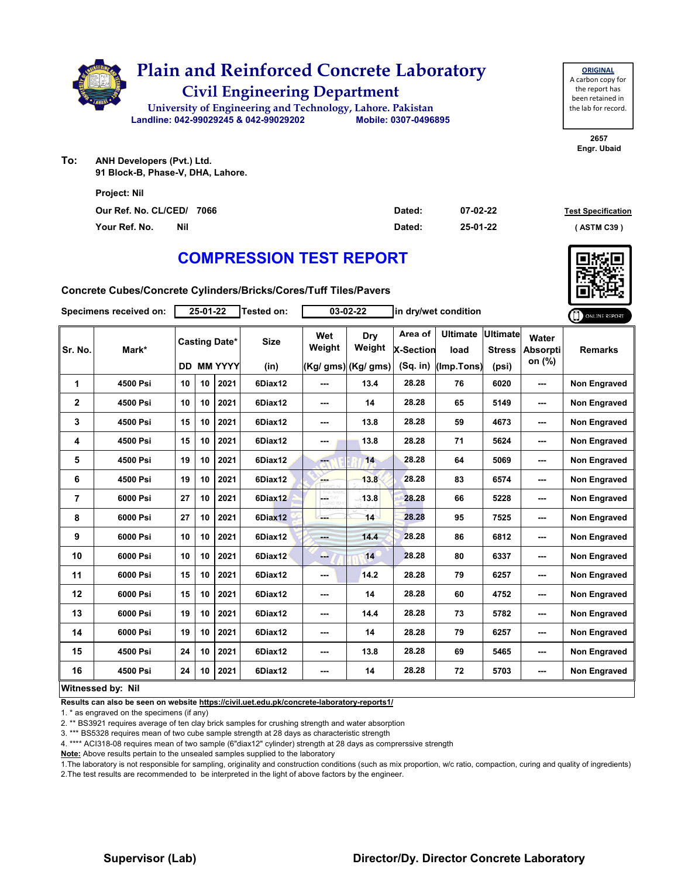# Plain and Reinforced Concrete Laboratory

## Civil Engineering Department

University of Engineering and Technology, Lahore. Pakistan

Landline: 042-99029245 & 042-99029202 Mobile: 0307-0496895

**ORIGINAL**
A carbon copy for the report has been retained in the lab for record.

2657
Engr. Ubaid

**To:** ANH Developers (Pvt.) Ltd.
91 Block-B, Phase-V, DHA, Lahore.

**Project:** Nil

**Our Ref. No.** CL/CED/ 7066 **Dated:** 07-02-22

**Your Ref. No.** Nil **Dated:** 25-01-22

**Test Specification** ( ASTM C39 )

## COMPRESSION TEST REPORT

**Concrete Cubes/Concrete Cylinders/Bricks/Cores/Tuff Tiles/Pavers**

**Specimens received on:** 25-01-22 **Tested on:** 03-02-22 in dry/wet condition

ONLINE REPORT

| Sr. No. | Mark* | Casting Date* DD | MM | YYYY | Size (in) | Wet Weight (Kg/ gms) | Dry Weight (Kg/ gms) | Area of X-Section (Sq. in) | Ultimate load (Imp.Tons) | Ultimate Stress (psi) | Water Absorption (%) | Remarks |
|---|---|---|---|---|---|---|---|---|---|---|---|---|
| 1 | 4500 Psi | 10 | 10 | 2021 | 6Diax12 | --- | 13.4 | 28.28 | 76 | 6020 | --- | Non Engraved |
| 2 | 4500 Psi | 10 | 10 | 2021 | 6Diax12 | --- | 14 | 28.28 | 65 | 5149 | --- | Non Engraved |
| 3 | 4500 Psi | 15 | 10 | 2021 | 6Diax12 | --- | 13.8 | 28.28 | 59 | 4673 | --- | Non Engraved |
| 4 | 4500 Psi | 15 | 10 | 2021 | 6Diax12 | --- | 13.8 | 28.28 | 71 | 5624 | --- | Non Engraved |
| 5 | 4500 Psi | 19 | 10 | 2021 | 6Diax12 | --- | 14 | 28.28 | 64 | 5069 | --- | Non Engraved |
| 6 | 4500 Psi | 19 | 10 | 2021 | 6Diax12 | --- | 13.8 | 28.28 | 83 | 6574 | --- | Non Engraved |
| 7 | 6000 Psi | 27 | 10 | 2021 | 6Diax12 | --- | 13.8 | 28.28 | 66 | 5228 | --- | Non Engraved |
| 8 | 6000 Psi | 27 | 10 | 2021 | 6Diax12 | --- | 14 | 28.28 | 95 | 7525 | --- | Non Engraved |
| 9 | 6000 Psi | 10 | 10 | 2021 | 6Diax12 | --- | 14.4 | 28.28 | 86 | 6812 | --- | Non Engraved |
| 10 | 6000 Psi | 10 | 10 | 2021 | 6Diax12 | --- | 14 | 28.28 | 80 | 6337 | --- | Non Engraved |
| 11 | 6000 Psi | 15 | 10 | 2021 | 6Diax12 | --- | 14.2 | 28.28 | 79 | 6257 | --- | Non Engraved |
| 12 | 6000 Psi | 15 | 10 | 2021 | 6Diax12 | --- | 14 | 28.28 | 60 | 4752 | --- | Non Engraved |
| 13 | 6000 Psi | 19 | 10 | 2021 | 6Diax12 | --- | 14.4 | 28.28 | 73 | 5782 | --- | Non Engraved |
| 14 | 6000 Psi | 19 | 10 | 2021 | 6Diax12 | --- | 14 | 28.28 | 79 | 6257 | --- | Non Engraved |
| 15 | 4500 Psi | 24 | 10 | 2021 | 6Diax12 | --- | 13.8 | 28.28 | 69 | 5465 | --- | Non Engraved |
| 16 | 4500 Psi | 24 | 10 | 2021 | 6Diax12 | --- | 14 | 28.28 | 72 | 5703 | --- | Non Engraved |

**Witnessed by: Nil**

**Results can also be seen on website https://civil.uet.edu.pk/concrete-laboratory-reports1/**

1. * as engraved on the specimens (if any)
2. ** BS3921 requires average of ten clay brick samples for crushing strength and water absorption
3. *** BS5328 requires mean of two cube sample strength at 28 days as characteristic strength
4. **** ACI318-08 requires mean of two sample (6"diax12" cylinder) strength at 28 days as comprerssive strength

**Note:** Above results pertain to the unsealed samples supplied to the laboratory

1.The laboratory is not responsible for sampling, originality and construction conditions (such as mix proportion, w/c ratio, compaction, curing and quality of ingredients)
2.The test results are recommended to be interpreted in the light of above factors by the engineer.

**Supervisor (Lab)** **Director/Dy. Director Concrete Laboratory**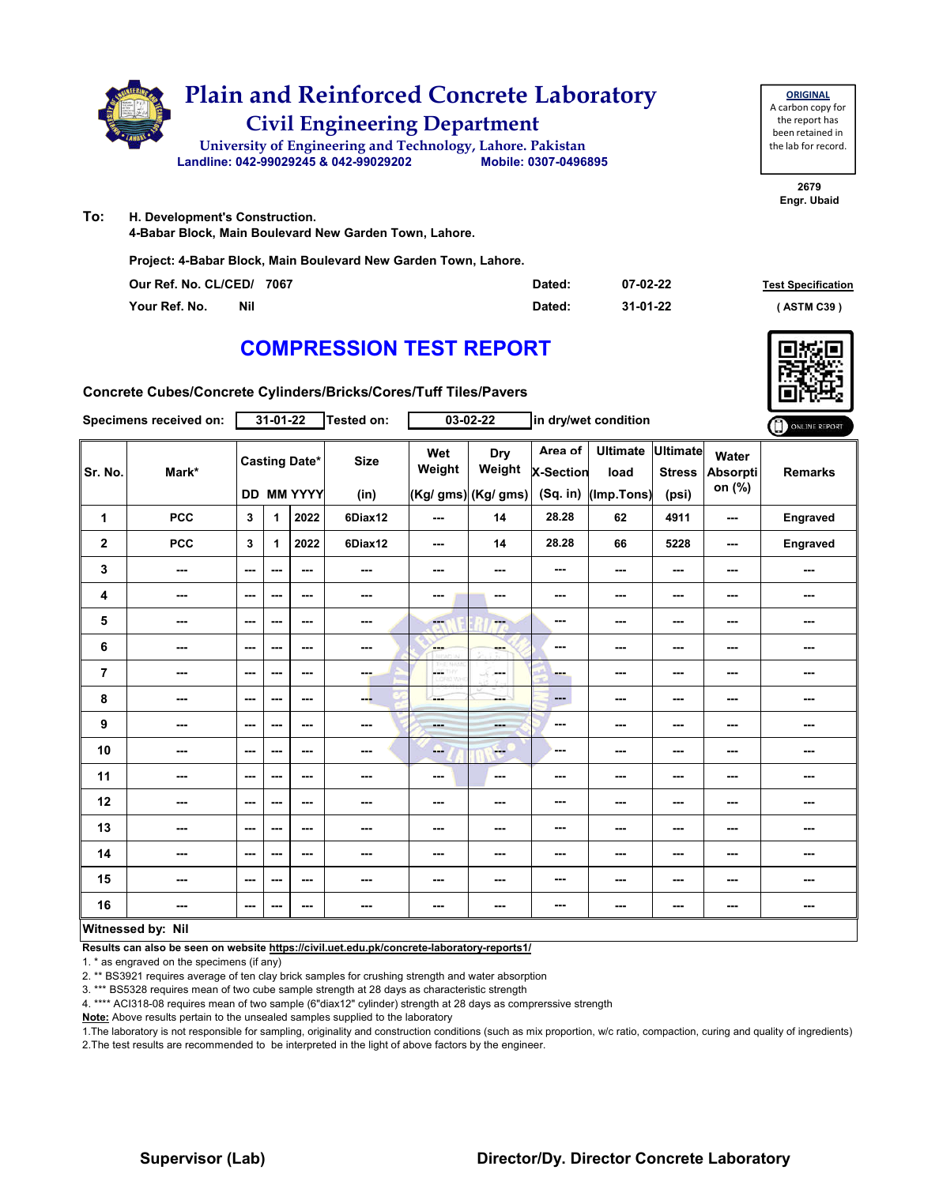# Plain and Reinforced Concrete Laboratory

## Civil Engineering Department

University of Engineering and Technology, Lahore. Pakistan

Landline: 042-99029245 & 042-99029202 Mobile: 0307-0496895

**ORIGINAL**
A carbon copy for the report has been retained in the lab for record.

2679
Engr. Ubaid

**To:** H. Development's Construction.
4-Babar Block, Main Boulevard New Garden Town, Lahore.

Project: 4-Babar Block, Main Boulevard New Garden Town, Lahore.

Our Ref. No. CL/CED/ 7067 Dated: 07-02-22

Your Ref. No. Nil Dated: 31-01-22

Test Specification ( ASTM C39 )

## COMPRESSION TEST REPORT

**Concrete Cubes/Concrete Cylinders/Bricks/Cores/Tuff Tiles/Pavers**

Specimens received on: 31-01-22 Tested on: 03-02-22 in dry/wet condition

| Sr. No. | Mark* | Casting Date* | | | Size | Wet Weight | Dry Weight | Area of X-Section | Ultimate load | Ultimate Stress | Water Absorption (%) | Remarks |
|---|---|---|---|---|---|---|---|---|---|---|---|---|
| | | DD | MM | YYYY | (in) | (Kg/ gms) | (Kg/ gms) | (Sq. in) | (Imp.Tons) | (psi) | | |
| 1 | PCC | 3 | 1 | 2022 | 6Diax12 | --- | 14 | 28.28 | 62 | 4911 | --- | Engraved |
| 2 | PCC | 3 | 1 | 2022 | 6Diax12 | --- | 14 | 28.28 | 66 | 5228 | --- | Engraved |
| 3 | --- | --- | --- | --- | --- | --- | --- | --- | --- | --- | --- | --- |
| 4 | --- | --- | --- | --- | --- | --- | --- | --- | --- | --- | --- | --- |
| 5 | --- | --- | --- | --- | --- | --- | --- | --- | --- | --- | --- | --- |
| 6 | --- | --- | --- | --- | --- | --- | --- | --- | --- | --- | --- | --- |
| 7 | --- | --- | --- | --- | --- | --- | --- | --- | --- | --- | --- | --- |
| 8 | --- | --- | --- | --- | --- | --- | --- | --- | --- | --- | --- | --- |
| 9 | --- | --- | --- | --- | --- | --- | --- | --- | --- | --- | --- | --- |
| 10 | --- | --- | --- | --- | --- | --- | --- | --- | --- | --- | --- | --- |
| 11 | --- | --- | --- | --- | --- | --- | --- | --- | --- | --- | --- | --- |
| 12 | --- | --- | --- | --- | --- | --- | --- | --- | --- | --- | --- | --- |
| 13 | --- | --- | --- | --- | --- | --- | --- | --- | --- | --- | --- | --- |
| 14 | --- | --- | --- | --- | --- | --- | --- | --- | --- | --- | --- | --- |
| 15 | --- | --- | --- | --- | --- | --- | --- | --- | --- | --- | --- | --- |
| 16 | --- | --- | --- | --- | --- | --- | --- | --- | --- | --- | --- | --- |

**Witnessed by: Nil**

**Results can also be seen on website https://civil.uet.edu.pk/concrete-laboratory-reports1/**

1. * as engraved on the specimens (if any)
2. ** BS3921 requires average of ten clay brick samples for crushing strength and water absorption
3. *** BS5328 requires mean of two cube sample strength at 28 days as characteristic strength
4. **** ACI318-08 requires mean of two sample (6"diax12" cylinder) strength at 28 days as comprerssive strength

**Note:** Above results pertain to the unsealed samples supplied to the laboratory

1.The laboratory is not responsible for sampling, originality and construction conditions (such as mix proportion, w/c ratio, compaction, curing and quality of ingredients)
2.The test results are recommended to be interpreted in the light of above factors by the engineer.

**Supervisor (Lab)** **Director/Dy. Director Concrete Laboratory**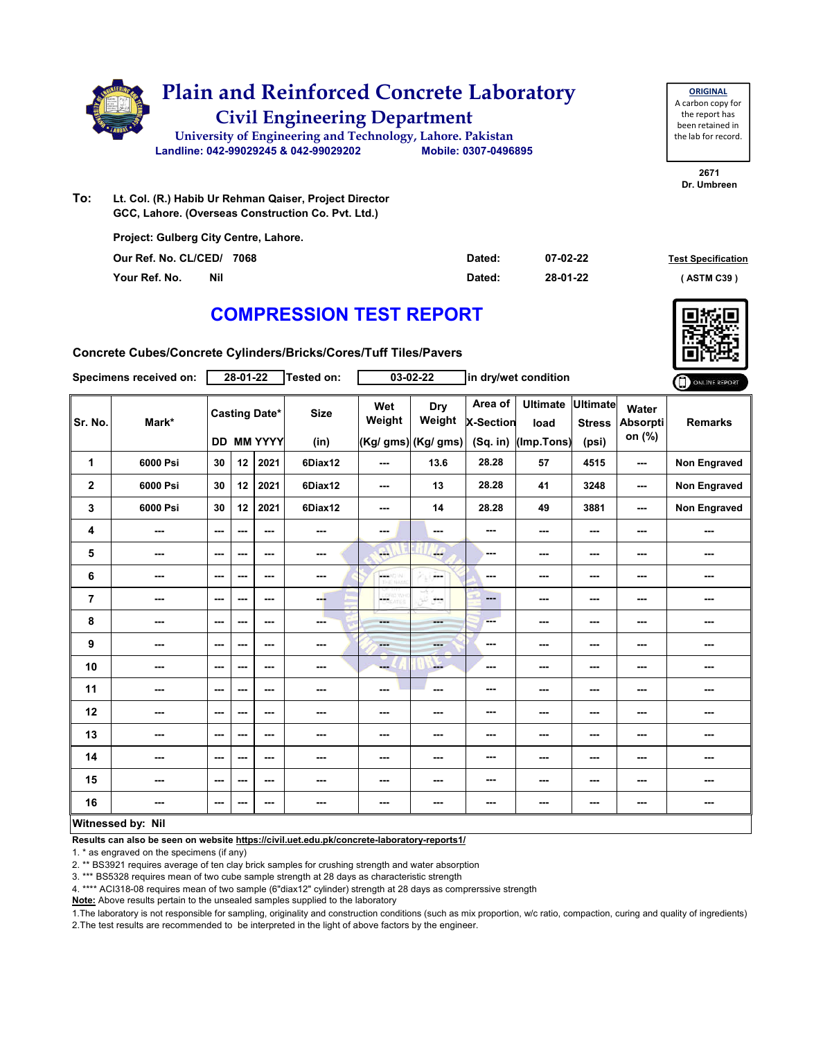# Plain and Reinforced Concrete Laboratory
## Civil Engineering Department
University of Engineering and Technology, Lahore. Pakistan
Landline: 042-99029245 & 042-99029202 Mobile: 0307-0496895

**ORIGINAL**
A carbon copy for the report has been retained in the lab for record.

2671
Dr. Umbreen

**To:** Lt. Col. (R.) Habib Ur Rehman Qaiser, Project Director
GCC, Lahore. (Overseas Construction Co. Pvt. Ltd.)

Project: Gulberg City Centre, Lahore.

| | | | | |
|---|---|---|---|---|
| Our Ref. No. CL/CED/ 7068 | Dated: | 07-02-22 | | Test Specification |
| Your Ref. No. Nil | Dated: | 28-01-22 | | ( ASTM C39 ) |

## COMPRESSION TEST REPORT

Concrete Cubes/Concrete Cylinders/Bricks/Cores/Tuff Tiles/Pavers

Specimens received on: 28-01-22 Tested on: 03-02-22 in dry/wet condition

ONLINE REPORT

| Sr. No. | Mark* | Casting Date* DD | MM | YYYY | Size (in) | Wet Weight (Kg/ gms) | Dry Weight (Kg/ gms) | Area of X-Section (Sq. in) | Ultimate load (Imp.Tons) | Ultimate Stress (psi) | Water Absorption (%) | Remarks |
|---|---|---|---|---|---|---|---|---|---|---|---|---|
| 1 | 6000 Psi | 30 | 12 | 2021 | 6Diax12 | --- | 13.6 | 28.28 | 57 | 4515 | --- | Non Engraved |
| 2 | 6000 Psi | 30 | 12 | 2021 | 6Diax12 | --- | 13 | 28.28 | 41 | 3248 | --- | Non Engraved |
| 3 | 6000 Psi | 30 | 12 | 2021 | 6Diax12 | --- | 14 | 28.28 | 49 | 3881 | --- | Non Engraved |
| 4 | --- | --- | --- | --- | --- | --- | --- | --- | --- | --- | --- | --- |
| 5 | --- | --- | --- | --- | --- | --- | --- | --- | --- | --- | --- | --- |
| 6 | --- | --- | --- | --- | --- | --- | --- | --- | --- | --- | --- | --- |
| 7 | --- | --- | --- | --- | --- | --- | --- | --- | --- | --- | --- | --- |
| 8 | --- | --- | --- | --- | --- | --- | --- | --- | --- | --- | --- | --- |
| 9 | --- | --- | --- | --- | --- | --- | --- | --- | --- | --- | --- | --- |
| 10 | --- | --- | --- | --- | --- | --- | --- | --- | --- | --- | --- | --- |
| 11 | --- | --- | --- | --- | --- | --- | --- | --- | --- | --- | --- | --- |
| 12 | --- | --- | --- | --- | --- | --- | --- | --- | --- | --- | --- | --- |
| 13 | --- | --- | --- | --- | --- | --- | --- | --- | --- | --- | --- | --- |
| 14 | --- | --- | --- | --- | --- | --- | --- | --- | --- | --- | --- | --- |
| 15 | --- | --- | --- | --- | --- | --- | --- | --- | --- | --- | --- | --- |
| 16 | --- | --- | --- | --- | --- | --- | --- | --- | --- | --- | --- | --- |

**Witnessed by: Nil**

**Results can also be seen on website https://civil.uet.edu.pk/concrete-laboratory-reports1/**

1. * as engraved on the specimens (if any)
2. ** BS3921 requires average of ten clay brick samples for crushing strength and water absorption
3. *** BS5328 requires mean of two cube sample strength at 28 days as characteristic strength
4. **** ACI318-08 requires mean of two sample (6"diax12" cylinder) strength at 28 days as comprerssive strength

**Note:** Above results pertain to the unsealed samples supplied to the laboratory

1.The laboratory is not responsible for sampling, originality and construction conditions (such as mix proportion, w/c ratio, compaction, curing and quality of ingredients)
2.The test results are recommended to be interpreted in the light of above factors by the engineer.